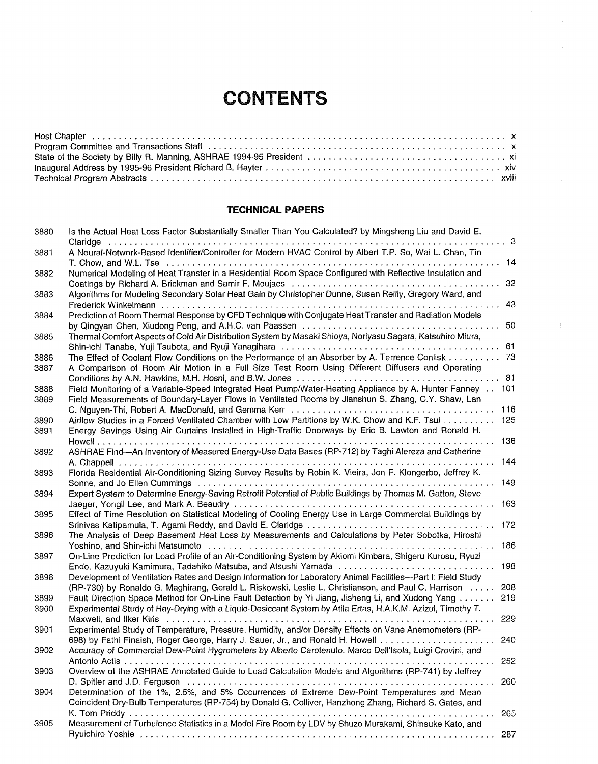# CONTENTS

Host Chapter . . . . . . . . . . . . . . . . . . . . . . . . . . . . . . . . . . . . . . . . . . . . . . . . . . . . . . . . . . . . . . . . . . . . . . . . . . x
Program Committee and Transactions Staff . . . . . . . . . . . . . . . . . . . . . . . . . . . . . . . . . . . . . . . . . . . . . . . . . . . . . . . . x
State of the Society by Billy R. Manning, ASHRAE 1994-95 President . . . . . . . . . . . . . . . . . . . . . . . . . . . . . . . . . . . . . . xi
Inaugural Address by 1995-96 President Richard B. Hayter . . . . . . . . . . . . . . . . . . . . . . . . . . . . . . . . . . . . . . . . . . . . xiv
Technical Program Abstracts . . . . . . . . . . . . . . . . . . . . . . . . . . . . . . . . . . . . . . . . . . . . . . . . . . . . . . . . . . . . . . . . xviii

## TECHNICAL PAPERS

| | | |
|---|---|---|
| 3880 | Is the Actual Heat Loss Factor Substantially Smaller Than You Calculated? by Mingsheng Liu and David E. Claridge | 3 |
| 3881 | A Neural-Network-Based Identifier/Controller for Modern HVAC Control by Albert T.P. So, Wai L. Chan, Tin T. Chow, and W.L. Tse | 14 |
| 3882 | Numerical Modeling of Heat Transfer in a Residential Room Space Configured with Reflective Insulation and Coatings by Richard A. Brickman and Samir F. Moujaes | 32 |
| 3883 | Algorithms for Modeling Secondary Solar Heat Gain by Christopher Dunne, Susan Reilly, Gregory Ward, and Frederick Winkelmann | 43 |
| 3884 | Prediction of Room Thermal Response by CFD Technique with Conjugate Heat Transfer and Radiation Models by Qingyan Chen, Xiudong Peng, and A.H.C. van Paassen | 50 |
| 3885 | Thermal Comfort Aspects of Cold Air Distribution System by Masaki Shioya, Noriyasu Sagara, Katsuhiro Miura, Shin-ichi Tanabe, Yuji Tsubota, and Ryuji Yanagihara | 61 |
| 3886 | The Effect of Coolant Flow Conditions on the Performance of an Absorber by A. Terrence Conlisk | 73 |
| 3887 | A Comparison of Room Air Motion in a Full Size Test Room Using Different Diffusers and Operating Conditions by A.N. Hawkins, M.H. Hosni, and B.W. Jones | 81 |
| 3888 | Field Monitoring of a Variable-Speed Integrated Heat Pump/Water-Heating Appliance by A. Hunter Fanney | 101 |
| 3889 | Field Measurements of Boundary-Layer Flows in Ventilated Rooms by Jianshun S. Zhang, C.Y. Shaw, Lan C. Nguyen-Thi, Robert A. MacDonald, and Gemma Kerr | 116 |
| 3890 | Airflow Studies in a Forced Ventilated Chamber with Low Partitions by W.K. Chow and K.F. Tsui | 125 |
| 3891 | Energy Savings Using Air Curtains Installed in High-Traffic Doorways by Eric B. Lawton and Ronald H. Howell | 136 |
| 3892 | ASHRAE Find—An Inventory of Measured Energy-Use Data Bases (RP-712) by Taghi Alereza and Catherine A. Chappell | 144 |
| 3893 | Florida Residential Air-Conditioning Sizing Survey Results by Robin K. Vieira, Jon F. Klongerbo, Jeffrey K. Sonne, and Jo Ellen Cummings | 149 |
| 3894 | Expert System to Determine Energy-Saving Retrofit Potential of Public Buildings by Thomas M. Gatton, Steve Jaeger, Yongil Lee, and Mark A. Beaudry | 163 |
| 3895 | Effect of Time Resolution on Statistical Modeling of Cooling Energy Use in Large Commercial Buildings by Srinivas Katipamula, T. Agami Reddy, and David E. Claridge | 172 |
| 3896 | The Analysis of Deep Basement Heat Loss by Measurements and Calculations by Peter Sobotka, Hiroshi Yoshino, and Shin-ichi Matsumoto | 186 |
| 3897 | On-Line Prediction for Load Profile of an Air-Conditioning System by Akiomi Kimbara, Shigeru Kurosu, Ryuzi Endo, Kazuyuki Kamimura, Tadahiko Matsuba, and Atsushi Yamada | 198 |
| 3898 | Development of Ventilation Rates and Design Information for Laboratory Animal Facilities—Part I: Field Study (RP-730) by Ronaldo G. Maghirang, Gerald L. Riskowski, Leslie L. Christianson, and Paul C. Harrison | 208 |
| 3899 | Fault Direction Space Method for On-Line Fault Detection by Yi Jiang, Jisheng Li, and Xudong Yang | 219 |
| 3900 | Experimental Study of Hay-Drying with a Liquid-Desiccant System by Atila Ertas, H.A.K.M. Azizul, Timothy T. Maxwell, and Ilker Kiris | 229 |
| 3901 | Experimental Study of Temperature, Pressure, Humidity, and/or Density Effects on Vane Anemometers (RP-698) by Fathi Finaish, Roger George, Harry J. Sauer, Jr., and Ronald H. Howell | 240 |
| 3902 | Accuracy of Commercial Dew-Point Hygrometers by Alberto Carotenuto, Marco Dell'Isola, Luigi Crovini, and Antonio Actis | 252 |
| 3903 | Overview of the ASHRAE Annotated Guide to Load Calculation Models and Algorithms (RP-741) by Jeffrey D. Spitler and J.D. Ferguson | 260 |
| 3904 | Determination of the 1%, 2.5%, and 5% Occurrences of Extreme Dew-Point Temperatures and Mean Coincident Dry-Bulb Temperatures (RP-754) by Donald G. Colliver, Hanzhong Zhang, Richard S. Gates, and K. Tom Priddy | 265 |
| 3905 | Measurement of Turbulence Statistics in a Model Fire Room by LDV by Shuzo Murakami, Shinsuke Kato, and Ryuichiro Yoshie | 287 |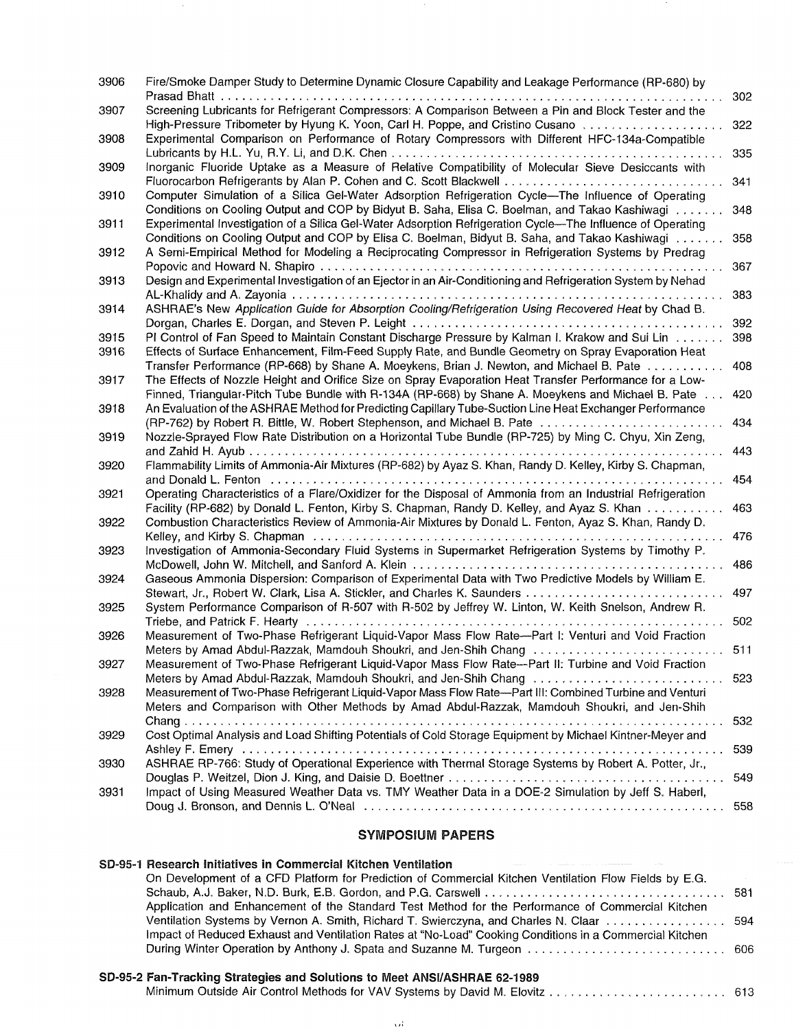| | | |
|---|---|---|
| 3906 | Fire/Smoke Damper Study to Determine Dynamic Closure Capability and Leakage Performance (RP-680) by Prasad Bhatt | 302 |
| 3907 | Screening Lubricants for Refrigerant Compressors: A Comparison Between a Pin and Block Tester and the High-Pressure Tribometer by Hyung K. Yoon, Carl H. Poppe, and Cristino Cusano | 322 |
| 3908 | Experimental Comparison on Performance of Rotary Compressors with Different HFC-134a-Compatible Lubricants by H.L. Yu, R.Y. Li, and D.K. Chen | 335 |
| 3909 | Inorganic Fluoride Uptake as a Measure of Relative Compatibility of Molecular Sieve Desiccants with Fluorocarbon Refrigerants by Alan P. Cohen and C. Scott Blackwell | 341 |
| 3910 | Computer Simulation of a Silica Gel-Water Adsorption Refrigeration Cycle—The Influence of Operating Conditions on Cooling Output and COP by Bidyut B. Saha, Elisa C. Boelman, and Takao Kashiwagi | 348 |
| 3911 | Experimental Investigation of a Silica Gel-Water Adsorption Refrigeration Cycle—The Influence of Operating Conditions on Cooling Output and COP by Elisa C. Boelman, Bidyut B. Saha, and Takao Kashiwagi | 358 |
| 3912 | A Semi-Empirical Method for Modeling a Reciprocating Compressor in Refrigeration Systems by Predrag Popovic and Howard N. Shapiro | 367 |
| 3913 | Design and Experimental Investigation of an Ejector in an Air-Conditioning and Refrigeration System by Nehad AL-Khalidy and A. Zayonia | 383 |
| 3914 | ASHRAE's New *Application Guide for Absorption Cooling/Refrigeration Using Recovered Heat* by Chad B. Dorgan, Charles E. Dorgan, and Steven P. Leight | 392 |
| 3915 | PI Control of Fan Speed to Maintain Constant Discharge Pressure by Kalman I. Krakow and Sui Lin | 398 |
| 3916 | Effects of Surface Enhancement, Film-Feed Supply Rate, and Bundle Geometry on Spray Evaporation Heat Transfer Performance (RP-668) by Shane A. Moeykens, Brian J. Newton, and Michael B. Pate | 408 |
| 3917 | The Effects of Nozzle Height and Orifice Size on Spray Evaporation Heat Transfer Performance for a Low-Finned, Triangular-Pitch Tube Bundle with R-134A (RP-668) by Shane A. Moeykens and Michael B. Pate | 420 |
| 3918 | An Evaluation of the ASHRAE Method for Predicting Capillary Tube-Suction Line Heat Exchanger Performance (RP-762) by Robert R. Bittle, W. Robert Stephenson, and Michael B. Pate | 434 |
| 3919 | Nozzle-Sprayed Flow Rate Distribution on a Horizontal Tube Bundle (RP-725) by Ming C. Chyu, Xin Zeng, and Zahid H. Ayub | 443 |
| 3920 | Flammability Limits of Ammonia-Air Mixtures (RP-682) by Ayaz S. Khan, Randy D. Kelley, Kirby S. Chapman, and Donald L. Fenton | 454 |
| 3921 | Operating Characteristics of a Flare/Oxidizer for the Disposal of Ammonia from an Industrial Refrigeration Facility (RP-682) by Donald L. Fenton, Kirby S. Chapman, Randy D. Kelley, and Ayaz S. Khan | 463 |
| 3922 | Combustion Characteristics Review of Ammonia-Air Mixtures by Donald L. Fenton, Ayaz S. Khan, Randy D. Kelley, and Kirby S. Chapman | 476 |
| 3923 | Investigation of Ammonia-Secondary Fluid Systems in Supermarket Refrigeration Systems by Timothy P. McDowell, John W. Mitchell, and Sanford A. Klein | 486 |
| 3924 | Gaseous Ammonia Dispersion: Comparison of Experimental Data with Two Predictive Models by William E. Stewart, Jr., Robert W. Clark, Lisa A. Stickler, and Charles K. Saunders | 497 |
| 3925 | System Performance Comparison of R-507 with R-502 by Jeffrey W. Linton, W. Keith Snelson, Andrew R. Triebe, and Patrick F. Hearty | 502 |
| 3926 | Measurement of Two-Phase Refrigerant Liquid-Vapor Mass Flow Rate—Part I: Venturi and Void Fraction Meters by Amad Abdul-Razzak, Mamdouh Shoukri, and Jen-Shih Chang | 511 |
| 3927 | Measurement of Two-Phase Refrigerant Liquid-Vapor Mass Flow Rate—Part II: Turbine and Void Fraction Meters by Amad Abdul-Razzak, Mamdouh Shoukri, and Jen-Shih Chang | 523 |
| 3928 | Measurement of Two-Phase Refrigerant Liquid-Vapor Mass Flow Rate—Part III: Combined Turbine and Venturi Meters and Comparison with Other Methods by Amad Abdul-Razzak, Mamdouh Shoukri, and Jen-Shih Chang | 532 |
| 3929 | Cost Optimal Analysis and Load Shifting Potentials of Cold Storage Equipment by Michael Kintner-Meyer and Ashley F. Emery | 539 |
| 3930 | ASHRAE RP-766: Study of Operational Experience with Thermal Storage Systems by Robert A. Potter, Jr., Douglas P. Weitzel, Dion J. King, and Daisie D. Boettner | 549 |
| 3931 | Impact of Using Measured Weather Data vs. TMY Weather Data in a DOE-2 Simulation by Jeff S. Haberl, Doug J. Bronson, and Dennis L. O'Neal | 558 |

## SYMPOSIUM PAPERS

**SD-95-1 Research Initiatives in Commercial Kitchen Ventilation**

| | |
|---|---|
| On Development of a CFD Platform for Prediction of Commercial Kitchen Ventilation Flow Fields by E.G. Schaub, A.J. Baker, N.D. Burk, E.B. Gordon, and P.G. Carswell | 581 |
| Application and Enhancement of the Standard Test Method for the Performance of Commercial Kitchen Ventilation Systems by Vernon A. Smith, Richard T. Swierczyna, and Charles N. Claar | 594 |
| Impact of Reduced Exhaust and Ventilation Rates at "No-Load" Cooking Conditions in a Commercial Kitchen During Winter Operation by Anthony J. Spata and Suzanne M. Turgeon | 606 |

**SD-95-2 Fan-Tracking Strategies and Solutions to Meet ANSI/ASHRAE 62-1989**

| | |
|---|---|
| Minimum Outside Air Control Methods for VAV Systems by David M. Elovitz | 613 |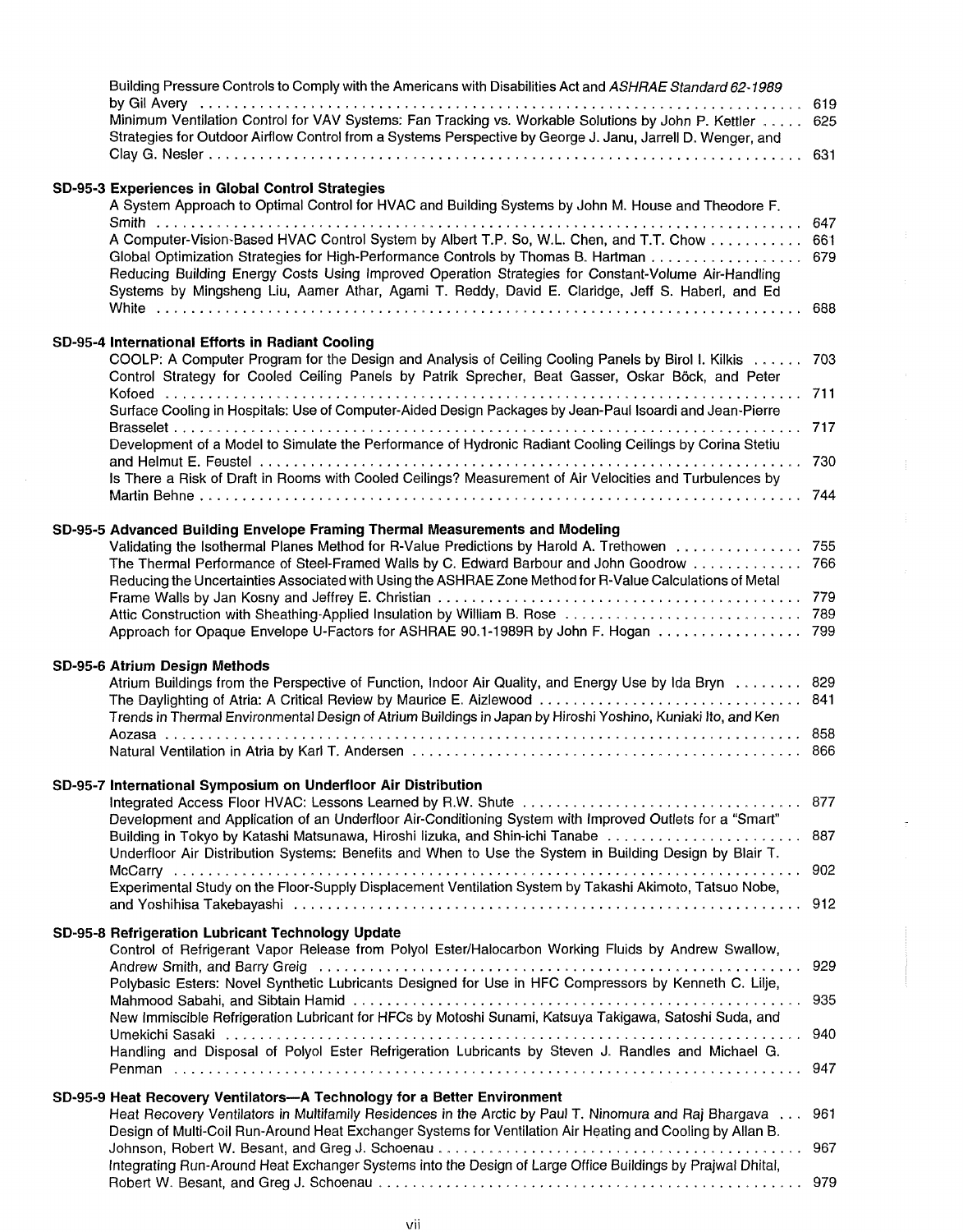Building Pressure Controls to Comply with the Americans with Disabilities Act and *ASHRAE Standard 62-1989* by Gil Avery . . . . . . . . . . 619

Minimum Ventilation Control for VAV Systems: Fan Tracking vs. Workable Solutions by John P. Kettler . . . . . 625

Strategies for Outdoor Airflow Control from a Systems Perspective by George J. Janu, Jarrell D. Wenger, and Clay G. Nesler . . . . . . . . . . 631

**SD-95-3 Experiences in Global Control Strategies**

A System Approach to Optimal Control for HVAC and Building Systems by John M. House and Theodore F. Smith . . . . . . . . . . 647

A Computer-Vision-Based HVAC Control System by Albert T.P. So, W.L. Chen, and T.T. Chow . . . . . . . . . . 661

Global Optimization Strategies for High-Performance Controls by Thomas B. Hartman . . . . . . . . . . 679

Reducing Building Energy Costs Using Improved Operation Strategies for Constant-Volume Air-Handling Systems by Mingsheng Liu, Aamer Athar, Agami T. Reddy, David E. Claridge, Jeff S. Haberl, and Ed White . . . . . . . . . . 688

**SD-95-4 International Efforts in Radiant Cooling**

COOLP: A Computer Program for the Design and Analysis of Ceiling Cooling Panels by Birol I. Kilkis . . . . . . 703

Control Strategy for Cooled Ceiling Panels by Patrik Sprecher, Beat Gasser, Oskar Böck, and Peter Kofoed . . . . . . . . . . 711

Surface Cooling in Hospitals: Use of Computer-Aided Design Packages by Jean-Paul Isoardi and Jean-Pierre Brasselet . . . . . . . . . . 717

Development of a Model to Simulate the Performance of Hydronic Radiant Cooling Ceilings by Corina Stetiu and Helmut E. Feustel . . . . . . . . . . 730

Is There a Risk of Draft in Rooms with Cooled Ceilings? Measurement of Air Velocities and Turbulences by Martin Behne . . . . . . . . . . 744

**SD-95-5 Advanced Building Envelope Framing Thermal Measurements and Modeling**

Validating the Isothermal Planes Method for R-Value Predictions by Harold A. Trethowen . . . . . . . . . . 755

The Thermal Performance of Steel-Framed Walls by C. Edward Barbour and John Goodrow . . . . . . . . . . 766

Reducing the Uncertainties Associated with Using the ASHRAE Zone Method for R-Value Calculations of Metal Frame Walls by Jan Kosny and Jeffrey E. Christian . . . . . . . . . . 779

Attic Construction with Sheathing-Applied Insulation by William B. Rose . . . . . . . . . . 789

Approach for Opaque Envelope U-Factors for ASHRAE 90.1-1989R by John F. Hogan . . . . . . . . . . 799

**SD-95-6 Atrium Design Methods**

Atrium Buildings from the Perspective of Function, Indoor Air Quality, and Energy Use by Ida Bryn . . . . . . . . 829

The Daylighting of Atria: A Critical Review by Maurice E. Aizlewood . . . . . . . . . . 841

Trends in Thermal Environmental Design of Atrium Buildings in Japan by Hiroshi Yoshino, Kuniaki Ito, and Ken Aozasa . . . . . . . . . . 858

Natural Ventilation in Atria by Karl T. Andersen . . . . . . . . . . 866

**SD-95-7 International Symposium on Underfloor Air Distribution**

Integrated Access Floor HVAC: Lessons Learned by R.W. Shute . . . . . . . . . . 877

Development and Application of an Underfloor Air-Conditioning System with Improved Outlets for a "Smart" Building in Tokyo by Katashi Matsunawa, Hiroshi Iizuka, and Shin-ichi Tanabe . . . . . . . . . . 887

Underfloor Air Distribution Systems: Benefits and When to Use the System in Building Design by Blair T. McCarry . . . . . . . . . . 902

Experimental Study on the Floor-Supply Displacement Ventilation System by Takashi Akimoto, Tatsuo Nobe, and Yoshihisa Takebayashi . . . . . . . . . . 912

**SD-95-8 Refrigeration Lubricant Technology Update**

Control of Refrigerant Vapor Release from Polyol Ester/Halocarbon Working Fluids by Andrew Swallow, Andrew Smith, and Barry Greig . . . . . . . . . . 929

Polybasic Esters: Novel Synthetic Lubricants Designed for Use in HFC Compressors by Kenneth C. Lilje, Mahmood Sabahi, and Sibtain Hamid . . . . . . . . . . 935

New Immiscible Refrigeration Lubricant for HFCs by Motoshi Sunami, Katsuya Takigawa, Satoshi Suda, and Umekichi Sasaki . . . . . . . . . . 940

Handling and Disposal of Polyol Ester Refrigeration Lubricants by Steven J. Randles and Michael G. Penman . . . . . . . . . . 947

**SD-95-9 Heat Recovery Ventilators—A Technology for a Better Environment**

Heat Recovery Ventilators in Multifamily Residences in the Arctic by Paul T. Ninomura and Raj Bhargava . . . 961

Design of Multi-Coil Run-Around Heat Exchanger Systems for Ventilation Air Heating and Cooling by Allan B. Johnson, Robert W. Besant, and Greg J. Schoenau . . . . . . . . . . 967

Integrating Run-Around Heat Exchanger Systems into the Design of Large Office Buildings by Prajwal Dhital, Robert W. Besant, and Greg J. Schoenau . . . . . . . . . . 979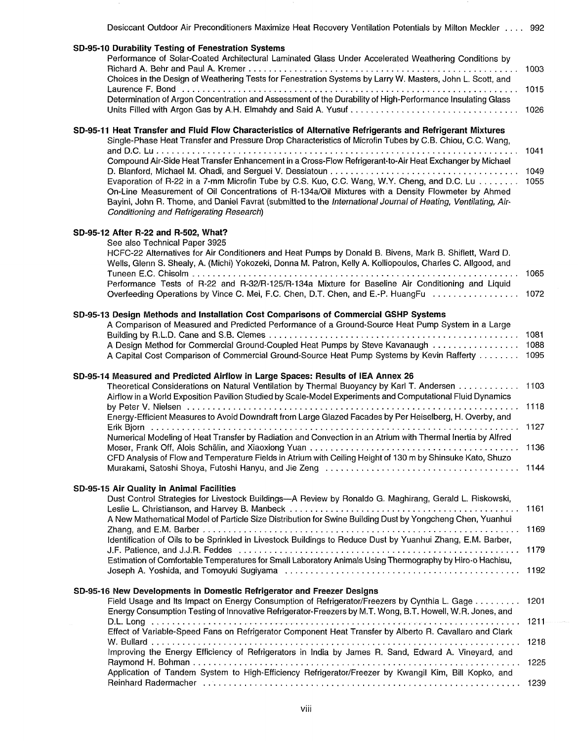Desiccant Outdoor Air Preconditioners Maximize Heat Recovery Ventilation Potentials by Milton Meckler .... 992

**SD-95-10 Durability Testing of Fenestration Systems**

Performance of Solar-Coated Architectural Laminated Glass Under Accelerated Weathering Conditions by Richard A. Behr and Paul A. Kremer .... 1003

Choices in the Design of Weathering Tests for Fenestration Systems by Larry W. Masters, John L. Scott, and Laurence F. Bond .... 1015

Determination of Argon Concentration and Assessment of the Durability of High-Performance Insulating Glass Units Filled with Argon Gas by A.H. Elmahdy and Said A. Yusuf .... 1026

**SD-95-11 Heat Transfer and Fluid Flow Characteristics of Alternative Refrigerants and Refrigerant Mixtures**

Single-Phase Heat Transfer and Pressure Drop Characteristics of Microfin Tubes by C.B. Chiou, C.C. Wang, and D.C. Lu .... 1041

Compound Air-Side Heat Transfer Enhancement in a Cross-Flow Refrigerant-to-Air Heat Exchanger by Michael D. Blanford, Michael M. Ohadi, and Serguei V. Dessiatoun .... 1049

Evaporation of R-22 in a 7-mm Microfin Tube by C.S. Kuo, C.C. Wang, W.Y. Cheng, and D.C. Lu .... 1055

On-Line Measurement of Oil Concentrations of R-134a/Oil Mixtures with a Density Flowmeter by Ahmed Bayini, John R. Thome, and Daniel Favrat (submitted to the *International Journal of Heating, Ventilating, Air-Conditioning and Refrigerating Research*)

**SD-95-12 After R-22 and R-502, What?**

See also Technical Paper 3925

HCFC-22 Alternatives for Air Conditioners and Heat Pumps by Donald B. Bivens, Mark B. Shiflett, Ward D. Wells, Glenn S. Shealy, A. (Michi) Yokozeki, Donna M. Patron, Kelly A. Kolliopoulos, Charles C. Allgood, and Tuneen E.C. Chisolm .... 1065

Performance Tests of R-22 and R-32/R-125/R-134a Mixture for Baseline Air Conditioning and Liquid Overfeeding Operations by Vince C. Mei, F.C. Chen, D.T. Chen, and E.-P. HuangFu .... 1072

**SD-95-13 Design Methods and Installation Cost Comparisons of Commercial GSHP Systems**

A Comparison of Measured and Predicted Performance of a Ground-Source Heat Pump System in a Large Building by R.L.D. Cane and S.B. Clemes .... 1081

A Design Method for Commercial Ground-Coupled Heat Pumps by Steve Kavanaugh .... 1088

A Capital Cost Comparison of Commercial Ground-Source Heat Pump Systems by Kevin Rafferty .... 1095

**SD-95-14 Measured and Predicted Airflow in Large Spaces: Results of IEA Annex 26**

Theoretical Considerations on Natural Ventilation by Thermal Buoyancy by Karl T. Andersen .... 1103

Airflow in a World Exposition Pavilion Studied by Scale-Model Experiments and Computational Fluid Dynamics by Peter V. Nielsen .... 1118

Energy-Efficient Measures to Avoid Downdraft from Large Glazed Facades by Per Heiselberg, H. Overby, and Erik Bjorn .... 1127

Numerical Modeling of Heat Transfer by Radiation and Convection in an Atrium with Thermal Inertia by Alfred Moser, Frank Off, Alois Schälin, and Xiaoxiong Yuan .... 1136

CFD Analysis of Flow and Temperature Fields in Atrium with Ceiling Height of 130 m by Shinsuke Kato, Shuzo Murakami, Satoshi Shoya, Futoshi Hanyu, and Jie Zeng .... 1144

**SD-95-15 Air Quality in Animal Facilities**

Dust Control Strategies for Livestock Buildings—A Review by Ronaldo G. Maghirang, Gerald L. Riskowski, Leslie L. Christianson, and Harvey B. Manbeck .... 1161

A New Mathematical Model of Particle Size Distribution for Swine Building Dust by Yongcheng Chen, Yuanhui Zhang, and E.M. Barber .... 1169

Identification of Oils to be Sprinkled in Livestock Buildings to Reduce Dust by Yuanhui Zhang, E.M. Barber, J.F. Patience, and J.J.R. Feddes .... 1179

Estimation of Comfortable Temperatures for Small Laboratory Animals Using Thermography by Hiro-o Hachisu, Joseph A. Yoshida, and Tomoyuki Sugiyama .... 1192

**SD-95-16 New Developments in Domestic Refrigerator and Freezer Designs**

Field Usage and Its Impact on Energy Consumption of Refrigerator/Freezers by Cynthia L. Gage .... 1201

Energy Consumption Testing of Innovative Refrigerator-Freezers by M.T. Wong, B.T. Howell, W.R. Jones, and D.L. Long .... 1211

Effect of Variable-Speed Fans on Refrigerator Component Heat Transfer by Alberto R. Cavallaro and Clark W. Bullard .... 1218

Improving the Energy Efficiency of Refrigerators in India by James R. Sand, Edward A. Vineyard, and Raymond H. Bohman .... 1225

Application of Tandem System to High-Efficiency Refrigerator/Freezer by Kwangil Kim, Bill Kopko, and Reinhard Radermacher .... 1239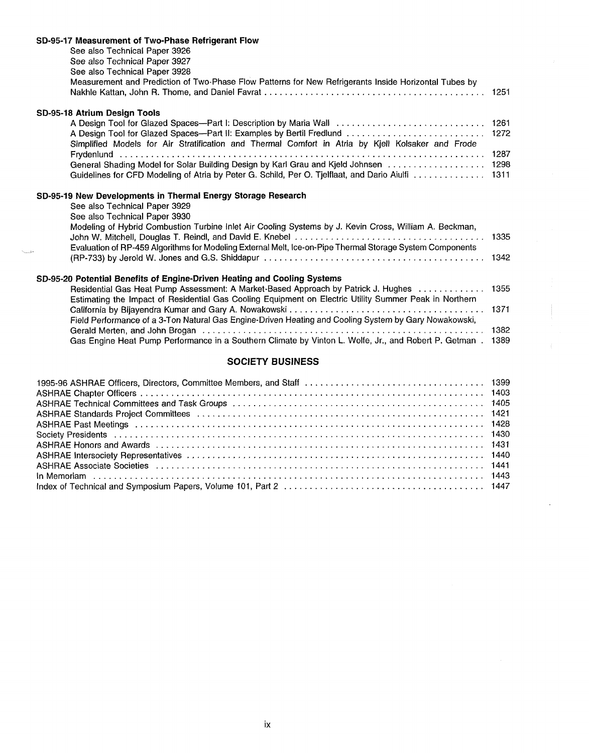**SD-95-17 Measurement of Two-Phase Refrigerant Flow**

See also Technical Paper 3926
See also Technical Paper 3927
See also Technical Paper 3928
Measurement and Prediction of Two-Phase Flow Patterns for New Refrigerants Inside Horizontal Tubes by Nakhle Kattan, John R. Thome, and Daniel Favrat . . . . . 1251

**SD-95-18 Atrium Design Tools**

A Design Tool for Glazed Spaces—Part I: Description by Maria Wall . . . . . 1261
A Design Tool for Glazed Spaces—Part II: Examples by Bertil Fredlund . . . . . 1272
Simplified Models for Air Stratification and Thermal Comfort in Atria by Kjell Kolsaker and Frode Frydenlund . . . . . 1287
General Shading Model for Solar Building Design by Karl Grau and Kjeld Johnsen . . . . . 1298
Guidelines for CFD Modeling of Atria by Peter G. Schild, Per O. Tjelflaat, and Dario Aiulfi . . . . . 1311

**SD-95-19 New Developments in Thermal Energy Storage Research**

See also Technical Paper 3929
See also Technical Paper 3930
Modeling of Hybrid Combustion Turbine Inlet Air Cooling Systems by J. Kevin Cross, William A. Beckman, John W. Mitchell, Douglas T. Reindl, and David E. Knebel . . . . . 1335
Evaluation of RP-459 Algorithms for Modeling External Melt, Ice-on-Pipe Thermal Storage System Components (RP-733) by Jerold W. Jones and G.S. Shiddapur . . . . . 1342

**SD-95-20 Potential Benefits of Engine-Driven Heating and Cooling Systems**

Residential Gas Heat Pump Assessment: A Market-Based Approach by Patrick J. Hughes . . . . . 1355
Estimating the Impact of Residential Gas Cooling Equipment on Electric Utility Summer Peak in Northern California by Bijayendra Kumar and Gary A. Nowakowski . . . . . 1371
Field Performance of a 3-Ton Natural Gas Engine-Driven Heating and Cooling System by Gary Nowakowski, Gerald Merten, and John Brogan . . . . . 1382
Gas Engine Heat Pump Performance in a Southern Climate by Vinton L. Wolfe, Jr., and Robert P. Getman . 1389

## SOCIETY BUSINESS

1995-96 ASHRAE Officers, Directors, Committee Members, and Staff . . . . . 1399
ASHRAE Chapter Officers . . . . . 1403
ASHRAE Technical Committees and Task Groups . . . . . 1405
ASHRAE Standards Project Committees . . . . . 1421
ASHRAE Past Meetings . . . . . 1428
Society Presidents . . . . . 1430
ASHRAE Honors and Awards . . . . . 1431
ASHRAE Intersociety Representatives . . . . . 1440
ASHRAE Associate Societies . . . . . 1441
In Memoriam . . . . . 1443
Index of Technical and Symposium Papers, Volume 101, Part 2 . . . . . 1447